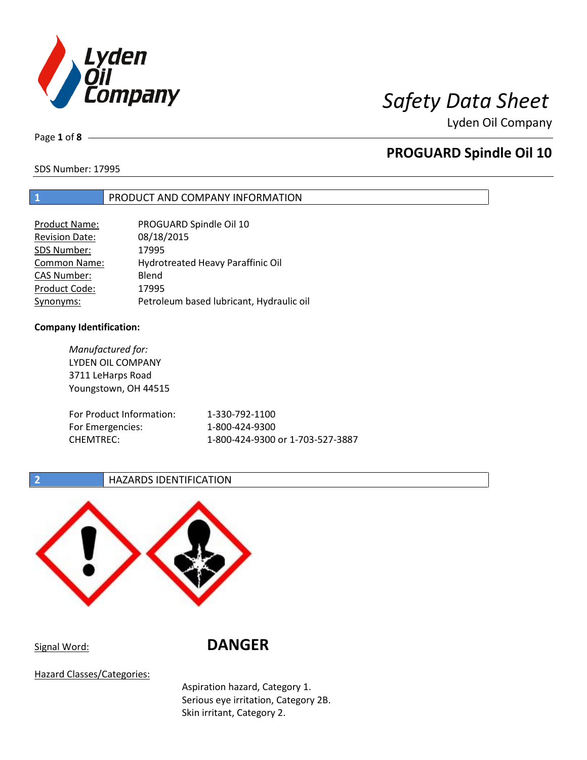# Safety Data Sheet

Lyden Oil Company

## PROGUARD Spindle Oil 10

SDS Number: 17995

## 1 PRODUCT AND COMPANY INFORMATION

| | |
|---|---|
| Product Name: | PROGUARD Spindle Oil 10 |
| Revision Date: | 08/18/2015 |
| SDS Number: | 17995 |
| Common Name: | Hydrotreated Heavy Paraffinic Oil |
| CAS Number: | Blend |
| Product Code: | 17995 |
| Synonyms: | Petroleum based lubricant, Hydraulic oil |

**Company Identification:**

*Manufactured for:*
LYDEN OIL COMPANY
3711 LeHarps Road
Youngstown, OH 44515

| | |
|---|---|
| For Product Information: | 1-330-792-1100 |
| For Emergencies: | 1-800-424-9300 |
| CHEMTREC: | 1-800-424-9300 or 1-703-527-3887 |

## 2 HAZARDS IDENTIFICATION

Signal Word: **DANGER**

Hazard Classes/Categories:

Aspiration hazard, Category 1.
Serious eye irritation, Category 2B.
Skin irritant, Category 2.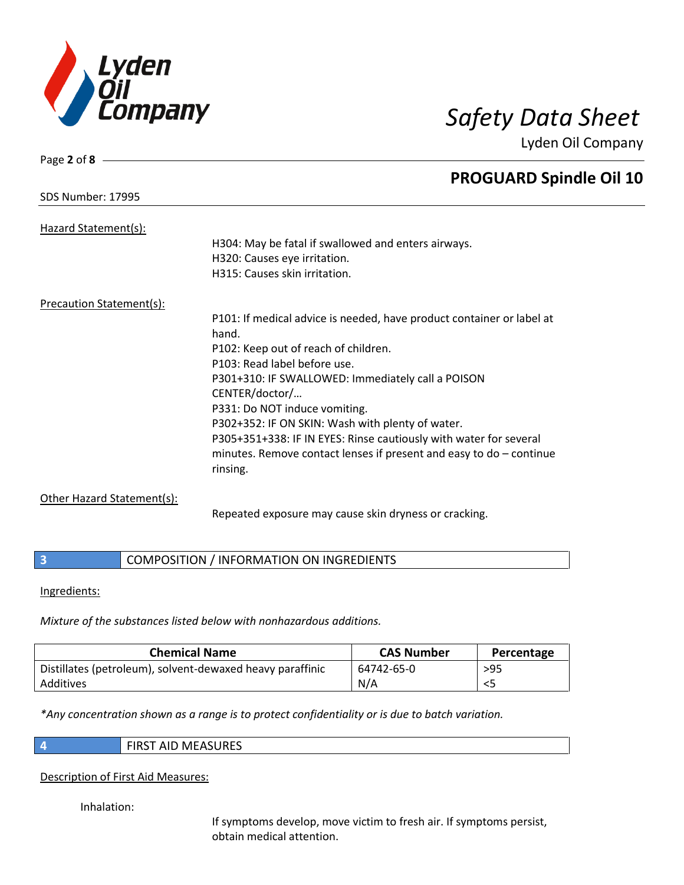Hazard Statement(s):

H304: May be fatal if swallowed and enters airways.
H320: Causes eye irritation.
H315: Causes skin irritation.

Precaution Statement(s):

P101: If medical advice is needed, have product container or label at hand.
P102: Keep out of reach of children.
P103: Read label before use.
P301+310: IF SWALLOWED: Immediately call a POISON CENTER/doctor/…
P331: Do NOT induce vomiting.
P302+352: IF ON SKIN: Wash with plenty of water.
P305+351+338: IF IN EYES: Rinse cautiously with water for several minutes. Remove contact lenses if present and easy to do – continue rinsing.

Other Hazard Statement(s):

Repeated exposure may cause skin dryness or cracking.

## 3 COMPOSITION / INFORMATION ON INGREDIENTS

Ingredients:

*Mixture of the substances listed below with nonhazardous additions.*

| Chemical Name | CAS Number | Percentage |
|---|---|---|
| Distillates (petroleum), solvent-dewaxed heavy paraffinic | 64742-65-0 | >95 |
| Additives | N/A | <5 |

*\*Any concentration shown as a range is to protect confidentiality or is due to batch variation.*

## 4 FIRST AID MEASURES

Description of First Aid Measures:

Inhalation:

If symptoms develop, move victim to fresh air. If symptoms persist, obtain medical attention.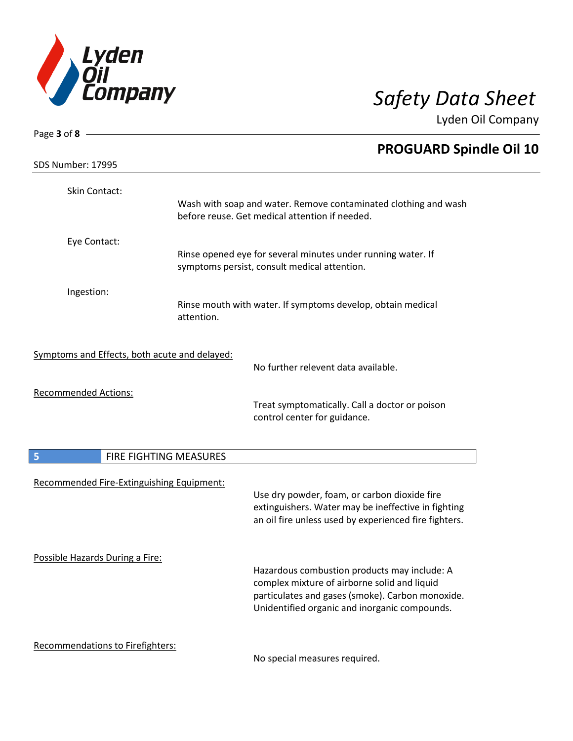Skin Contact:

Wash with soap and water. Remove contaminated clothing and wash before reuse. Get medical attention if needed.

Eye Contact:

Rinse opened eye for several minutes under running water. If symptoms persist, consult medical attention.

Ingestion:

Rinse mouth with water. If symptoms develop, obtain medical attention.

Symptoms and Effects, both acute and delayed:

No further relevent data available.

Recommended Actions:

Treat symptomatically. Call a doctor or poison control center for guidance.

## 5 FIRE FIGHTING MEASURES

Recommended Fire-Extinguishing Equipment:

Use dry powder, foam, or carbon dioxide fire extinguishers. Water may be ineffective in fighting an oil fire unless used by experienced fire fighters.

Possible Hazards During a Fire:

Hazardous combustion products may include: A complex mixture of airborne solid and liquid particulates and gases (smoke). Carbon monoxide. Unidentified organic and inorganic compounds.

Recommendations to Firefighters:

No special measures required.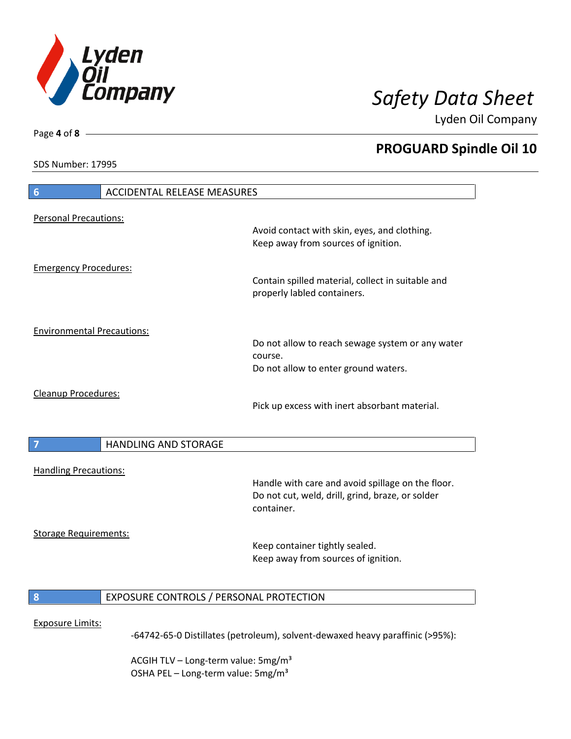## 6 ACCIDENTAL RELEASE MEASURES

Personal Precautions:

Avoid contact with skin, eyes, and clothing.
Keep away from sources of ignition.

Emergency Procedures:

Contain spilled material, collect in suitable and properly labled containers.

Environmental Precautions:

Do not allow to reach sewage system or any water course.
Do not allow to enter ground waters.

Cleanup Procedures:

Pick up excess with inert absorbant material.

## 7 HANDLING AND STORAGE

Handling Precautions:

Handle with care and avoid spillage on the floor.
Do not cut, weld, drill, grind, braze, or solder container.

Storage Requirements:

Keep container tightly sealed.
Keep away from sources of ignition.

## 8 EXPOSURE CONTROLS / PERSONAL PROTECTION

Exposure Limits:

-64742-65-0 Distillates (petroleum), solvent-dewaxed heavy paraffinic (>95%):

ACGIH TLV – Long-term value: 5mg/m³
OSHA PEL – Long-term value: 5mg/m³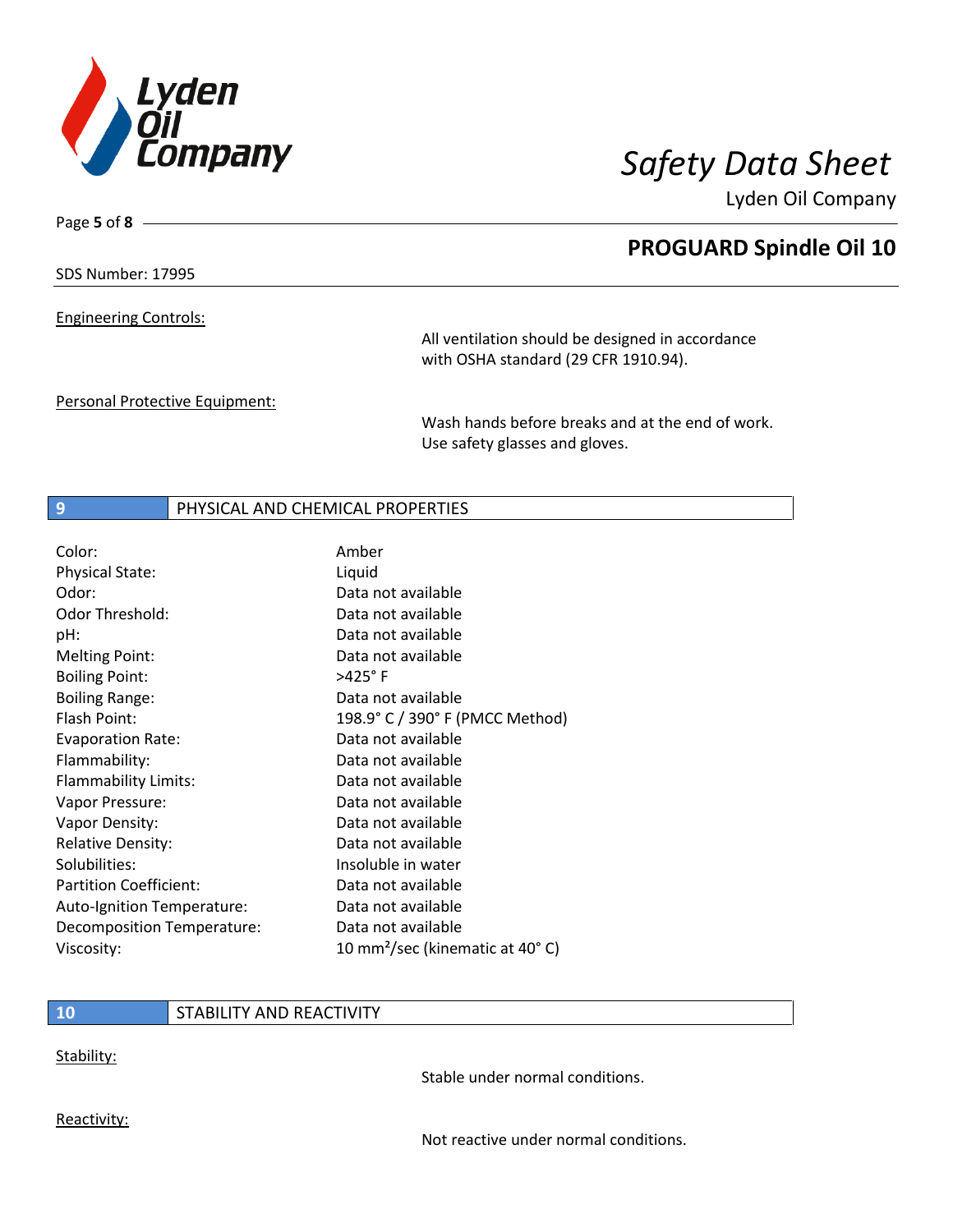Engineering Controls:

All ventilation should be designed in accordance with OSHA standard (29 CFR 1910.94).

Personal Protective Equipment:

Wash hands before breaks and at the end of work. Use safety glasses and gloves.

## 9 PHYSICAL AND CHEMICAL PROPERTIES

| | |
|---|---|
| Color: | Amber |
| Physical State: | Liquid |
| Odor: | Data not available |
| Odor Threshold: | Data not available |
| pH: | Data not available |
| Melting Point: | Data not available |
| Boiling Point: | >425° F |
| Boiling Range: | Data not available |
| Flash Point: | 198.9° C / 390° F (PMCC Method) |
| Evaporation Rate: | Data not available |
| Flammability: | Data not available |
| Flammability Limits: | Data not available |
| Vapor Pressure: | Data not available |
| Vapor Density: | Data not available |
| Relative Density: | Data not available |
| Solubilities: | Insoluble in water |
| Partition Coefficient: | Data not available |
| Auto-Ignition Temperature: | Data not available |
| Decomposition Temperature: | Data not available |
| Viscosity: | 10 $mm^2$/sec (kinematic at 40° C) |

## 10 STABILITY AND REACTIVITY

Stability:

Stable under normal conditions.

Reactivity:

Not reactive under normal conditions.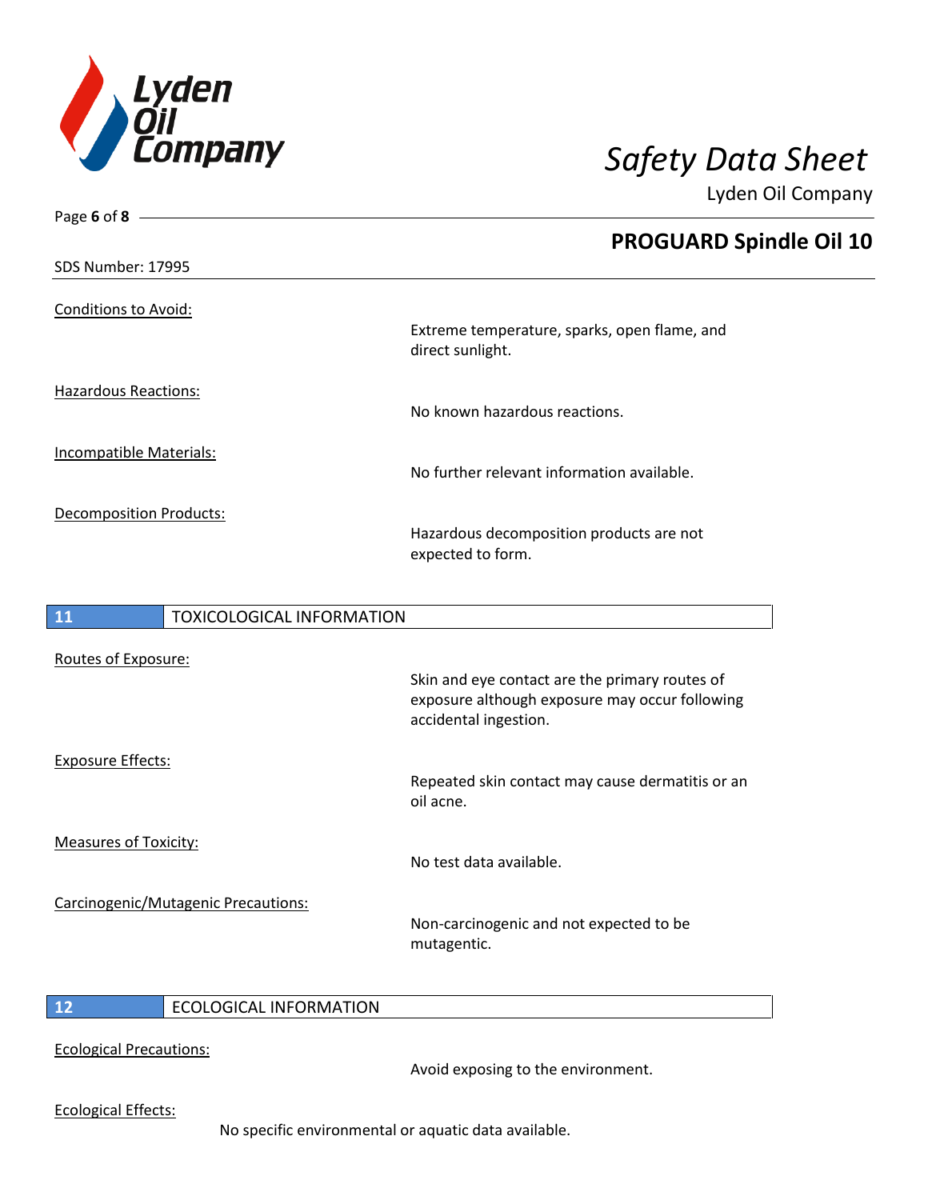Conditions to Avoid:

Extreme temperature, sparks, open flame, and direct sunlight.

Hazardous Reactions:

No known hazardous reactions.

Incompatible Materials:

No further relevant information available.

Decomposition Products:

Hazardous decomposition products are not expected to form.

## 11 TOXICOLOGICAL INFORMATION

Routes of Exposure:

Skin and eye contact are the primary routes of exposure although exposure may occur following accidental ingestion.

Exposure Effects:

Repeated skin contact may cause dermatitis or an oil acne.

Measures of Toxicity:

No test data available.

Carcinogenic/Mutagenic Precautions:

Non-carcinogenic and not expected to be mutagentic.

## 12 ECOLOGICAL INFORMATION

Ecological Precautions:

Avoid exposing to the environment.

Ecological Effects:

No specific environmental or aquatic data available.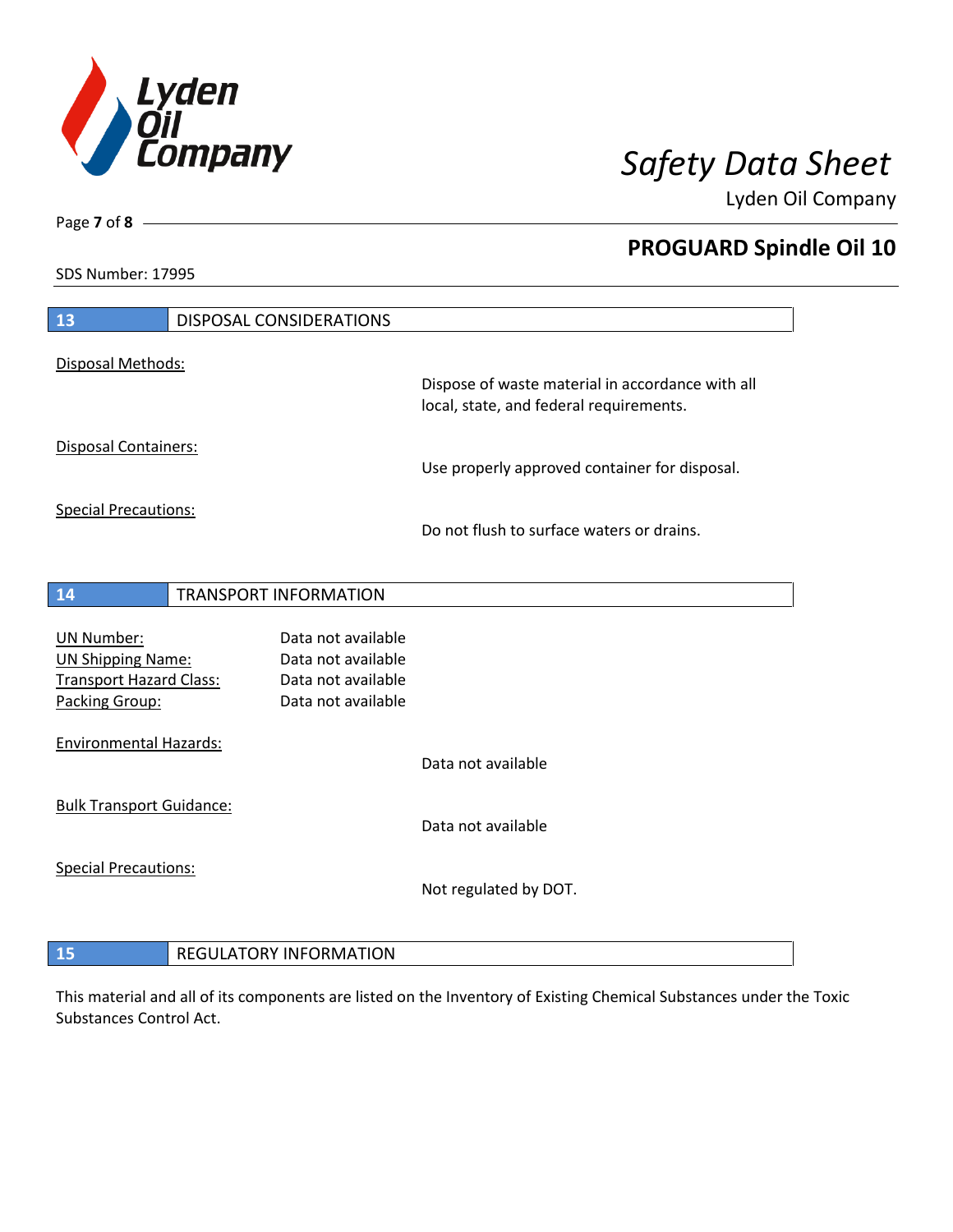## 13 DISPOSAL CONSIDERATIONS

Disposal Methods:

Dispose of waste material in accordance with all local, state, and federal requirements.

Disposal Containers:

Use properly approved container for disposal.

Special Precautions:

Do not flush to surface waters or drains.

## 14 TRANSPORT INFORMATION

| | |
|---|---|
| UN Number: | Data not available |
| UN Shipping Name: | Data not available |
| Transport Hazard Class: | Data not available |
| Packing Group: | Data not available |

Environmental Hazards:

Data not available

Bulk Transport Guidance:

Data not available

Special Precautions:

Not regulated by DOT.

## 15 REGULATORY INFORMATION

This material and all of its components are listed on the Inventory of Existing Chemical Substances under the Toxic Substances Control Act.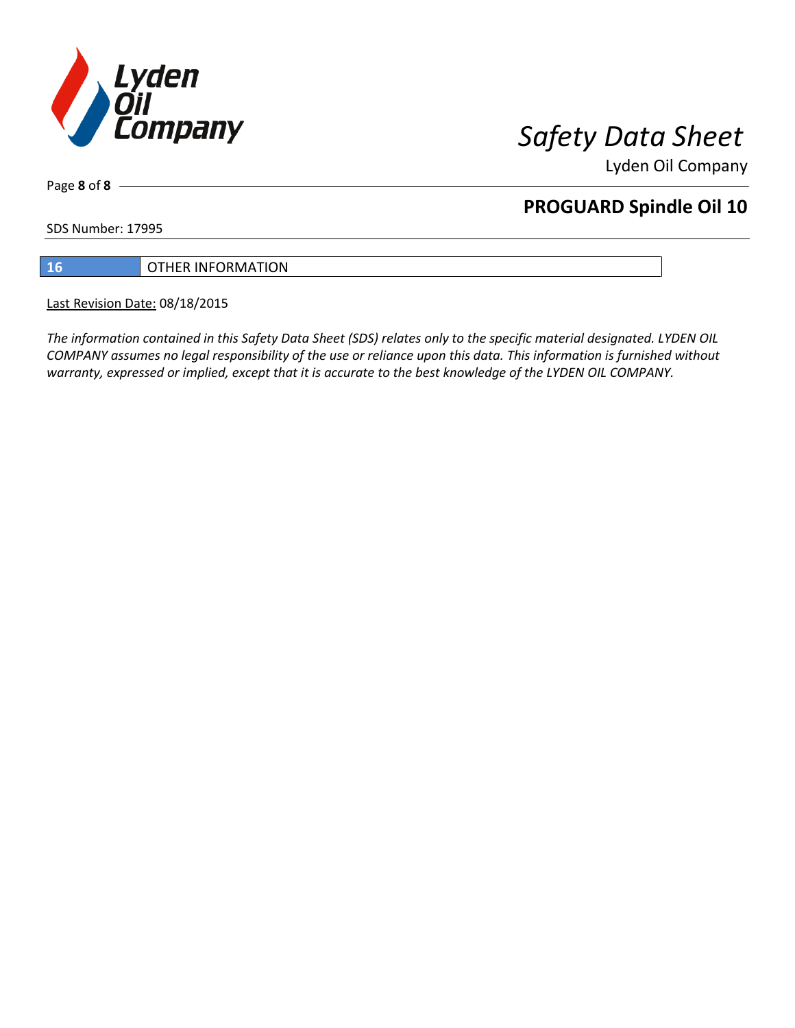## 16 OTHER INFORMATION

Last Revision Date: 08/18/2015

*The information contained in this Safety Data Sheet (SDS) relates only to the specific material designated. LYDEN OIL COMPANY assumes no legal responsibility of the use or reliance upon this data. This information is furnished without warranty, expressed or implied, except that it is accurate to the best knowledge of the LYDEN OIL COMPANY.*